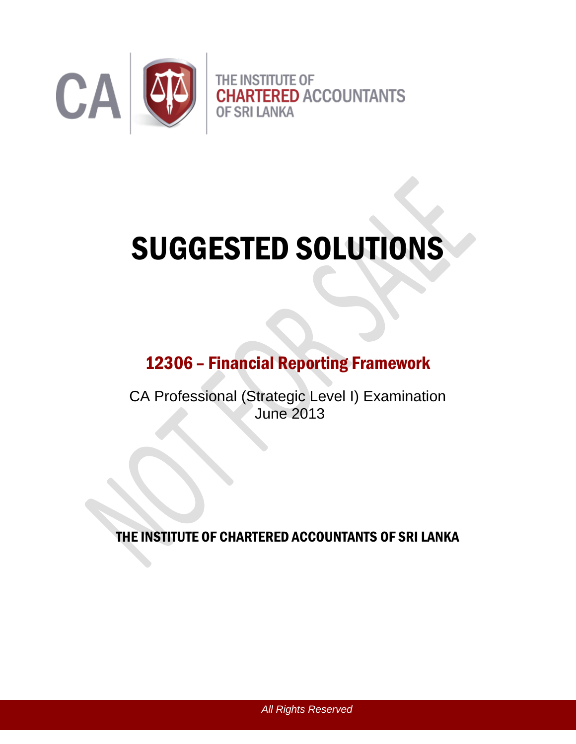CA | THE INSTITUTE OF CHARTERED ACCOUNTANTS OF SRI LANKA

# SUGGESTED SOLUTIONS

## 12306 – Financial Reporting Framework

CA Professional (Strategic Level I) Examination
June 2013

**THE INSTITUTE OF CHARTERED ACCOUNTANTS OF SRI LANKA**

*All Rights Reserved*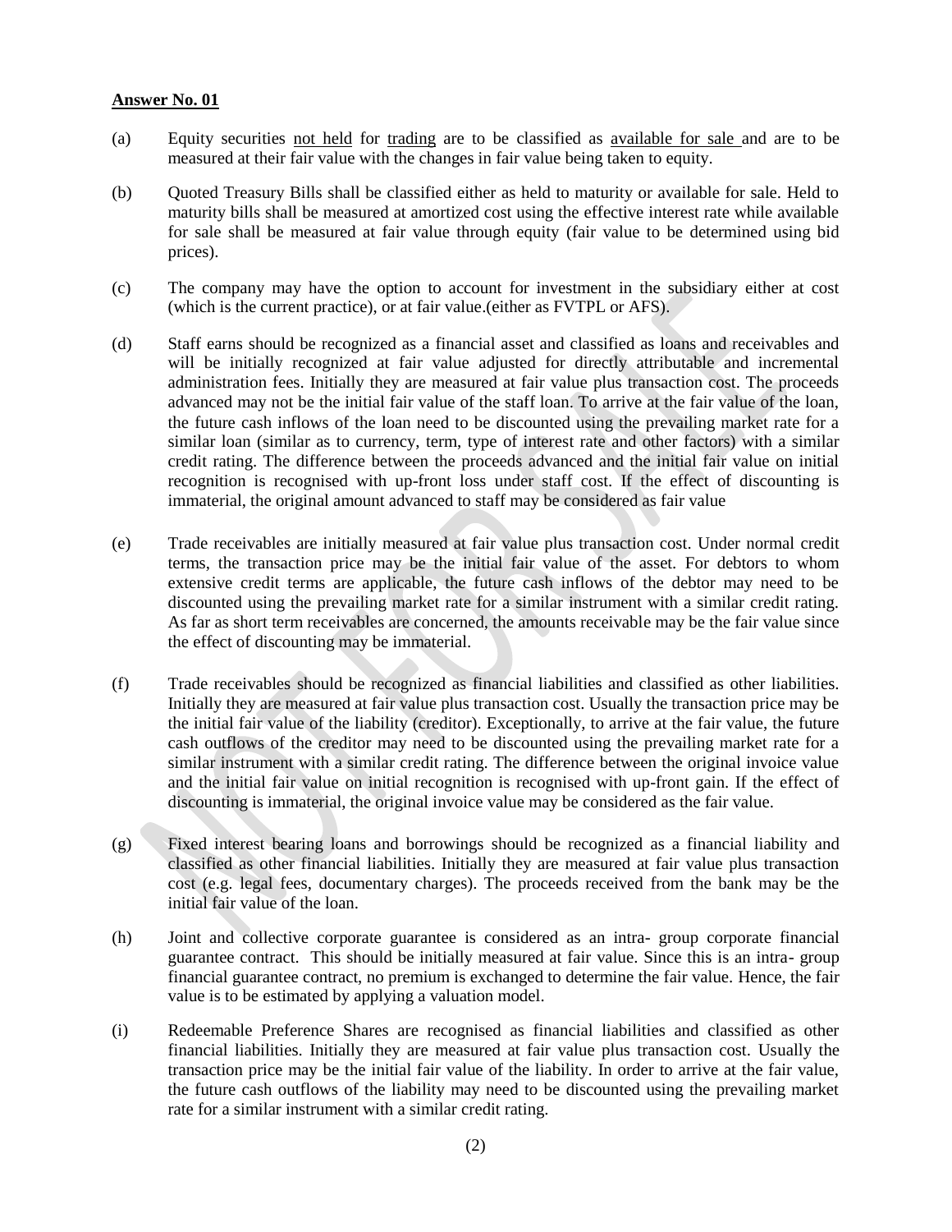**Answer No. 01**

(a) Equity securities <u>not held</u> for <u>trading</u> are to be classified as <u>available for sale</u> and are to be measured at their fair value with the changes in fair value being taken to equity.

(b) Quoted Treasury Bills shall be classified either as held to maturity or available for sale. Held to maturity bills shall be measured at amortized cost using the effective interest rate while available for sale shall be measured at fair value through equity (fair value to be determined using bid prices).

(c) The company may have the option to account for investment in the subsidiary either at cost (which is the current practice), or at fair value.(either as FVTPL or AFS).

(d) Staff earns should be recognized as a financial asset and classified as loans and receivables and will be initially recognized at fair value adjusted for directly attributable and incremental administration fees. Initially they are measured at fair value plus transaction cost. The proceeds advanced may not be the initial fair value of the staff loan. To arrive at the fair value of the loan, the future cash inflows of the loan need to be discounted using the prevailing market rate for a similar loan (similar as to currency, term, type of interest rate and other factors) with a similar credit rating. The difference between the proceeds advanced and the initial fair value on initial recognition is recognised with up-front loss under staff cost. If the effect of discounting is immaterial, the original amount advanced to staff may be considered as fair value

(e) Trade receivables are initially measured at fair value plus transaction cost. Under normal credit terms, the transaction price may be the initial fair value of the asset. For debtors to whom extensive credit terms are applicable, the future cash inflows of the debtor may need to be discounted using the prevailing market rate for a similar instrument with a similar credit rating. As far as short term receivables are concerned, the amounts receivable may be the fair value since the effect of discounting may be immaterial.

(f) Trade receivables should be recognized as financial liabilities and classified as other liabilities. Initially they are measured at fair value plus transaction cost. Usually the transaction price may be the initial fair value of the liability (creditor). Exceptionally, to arrive at the fair value, the future cash outflows of the creditor may need to be discounted using the prevailing market rate for a similar instrument with a similar credit rating. The difference between the original invoice value and the initial fair value on initial recognition is recognised with up-front gain. If the effect of discounting is immaterial, the original invoice value may be considered as the fair value.

(g) Fixed interest bearing loans and borrowings should be recognized as a financial liability and classified as other financial liabilities. Initially they are measured at fair value plus transaction cost (e.g. legal fees, documentary charges). The proceeds received from the bank may be the initial fair value of the loan.

(h) Joint and collective corporate guarantee is considered as an intra- group corporate financial guarantee contract. This should be initially measured at fair value. Since this is an intra- group financial guarantee contract, no premium is exchanged to determine the fair value. Hence, the fair value is to be estimated by applying a valuation model.

(i) Redeemable Preference Shares are recognised as financial liabilities and classified as other financial liabilities. Initially they are measured at fair value plus transaction cost. Usually the transaction price may be the initial fair value of the liability. In order to arrive at the fair value, the future cash outflows of the liability may need to be discounted using the prevailing market rate for a similar instrument with a similar credit rating.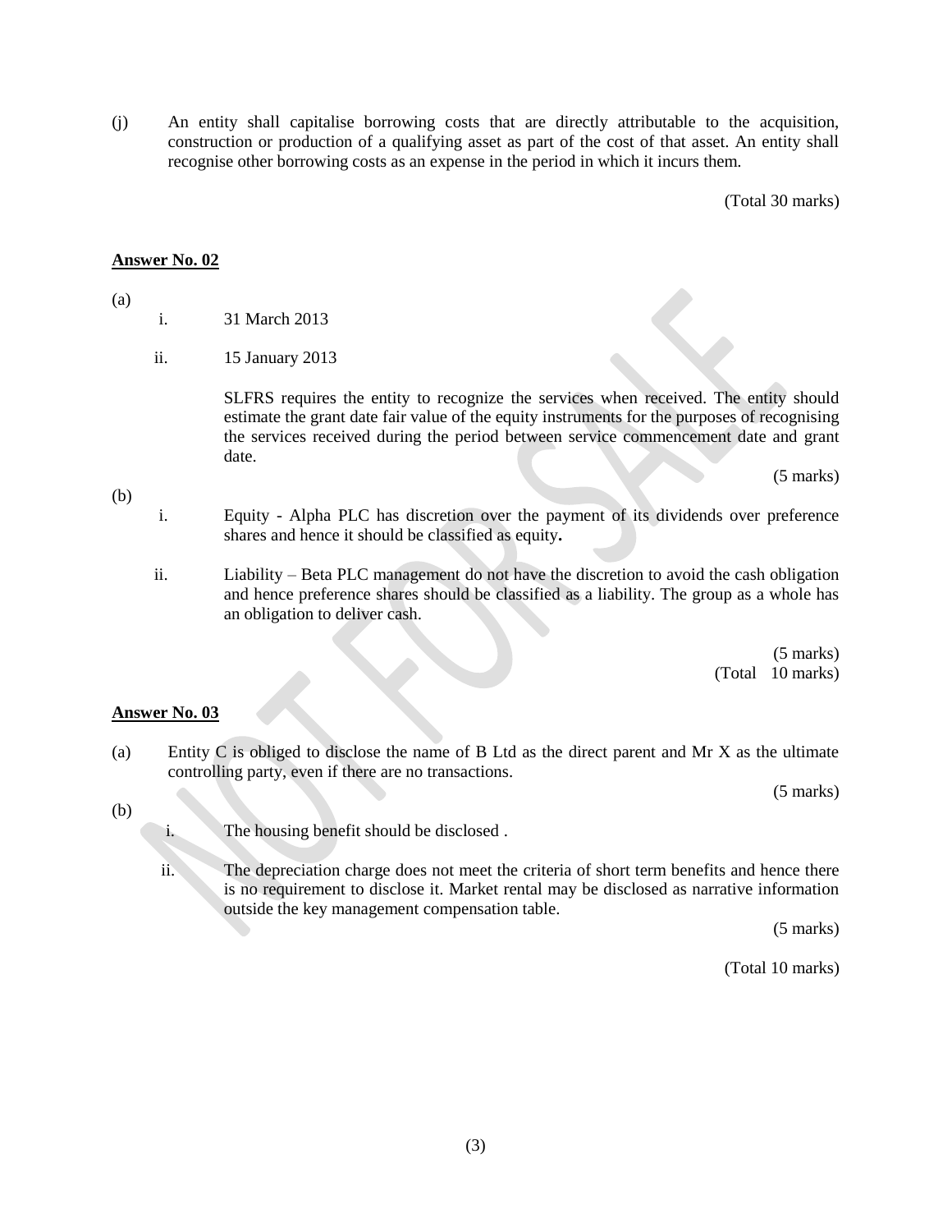(j) An entity shall capitalise borrowing costs that are directly attributable to the acquisition, construction or production of a qualifying asset as part of the cost of that asset. An entity shall recognise other borrowing costs as an expense in the period in which it incurs them.

(Total 30 marks)

**Answer No. 02**

(a)

i. 31 March 2013

ii. 15 January 2013

SLFRS requires the entity to recognize the services when received. The entity should estimate the grant date fair value of the equity instruments for the purposes of recognising the services received during the period between service commencement date and grant date.

(5 marks)

(b)

i. Equity - Alpha PLC has discretion over the payment of its dividends over preference shares and hence it should be classified as equity**.**

ii. Liability – Beta PLC management do not have the discretion to avoid the cash obligation and hence preference shares should be classified as a liability. The group as a whole has an obligation to deliver cash.

(5 marks)
(Total 10 marks)

**Answer No. 03**

(a) Entity C is obliged to disclose the name of B Ltd as the direct parent and Mr X as the ultimate controlling party, even if there are no transactions.

(5 marks)

(b)

i. The housing benefit should be disclosed .

ii. The depreciation charge does not meet the criteria of short term benefits and hence there is no requirement to disclose it. Market rental may be disclosed as narrative information outside the key management compensation table.

(5 marks)

(Total 10 marks)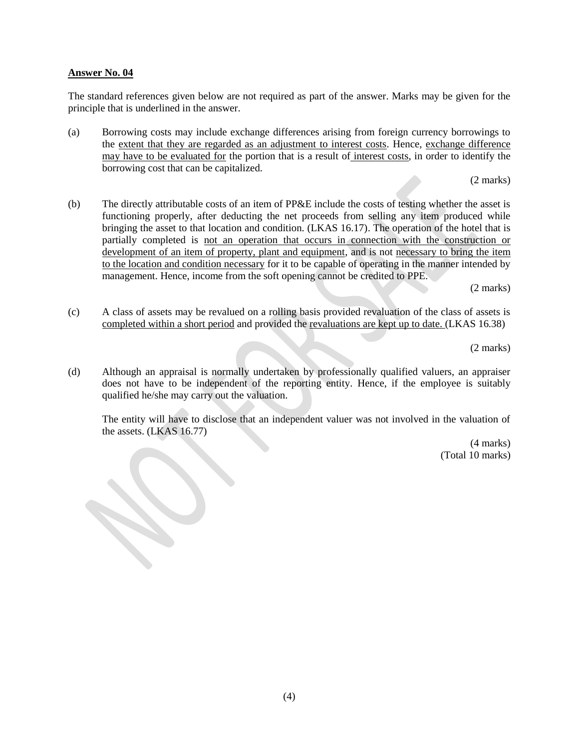**Answer No. 04**

The standard references given below are not required as part of the answer. Marks may be given for the principle that is underlined in the answer.

(a) Borrowing costs may include exchange differences arising from foreign currency borrowings to the <u>extent that they are regarded as an adjustment to interest costs</u>. Hence, <u>exchange difference may have to be evaluated for</u> the portion that is a result of <u>interest costs</u>, in order to identify the borrowing cost that can be capitalized.

(2 marks)

(b) The directly attributable costs of an item of PP&E include the costs of testing whether the asset is functioning properly, after deducting the net proceeds from selling any item produced while bringing the asset to that location and condition. (LKAS 16.17). The operation of the hotel that is partially completed is <u>not an operation that occurs in connection with the construction or development of an item of property, plant and equipment</u>, and is not <u>necessary to bring the item to the location and condition necessary</u> for it to be capable of operating in the manner intended by management. Hence, income from the soft opening cannot be credited to PPE.

(2 marks)

(c) A class of assets may be revalued on a rolling basis provided revaluation of the class of assets is <u>completed within a short period</u> and provided the <u>revaluations are kept up to date.</u> (LKAS 16.38)

(2 marks)

(d) Although an appraisal is normally undertaken by professionally qualified valuers, an appraiser does not have to be independent of the reporting entity. Hence, if the employee is suitably qualified he/she may carry out the valuation.

The entity will have to disclose that an independent valuer was not involved in the valuation of the assets. (LKAS 16.77)

(4 marks)
(Total 10 marks)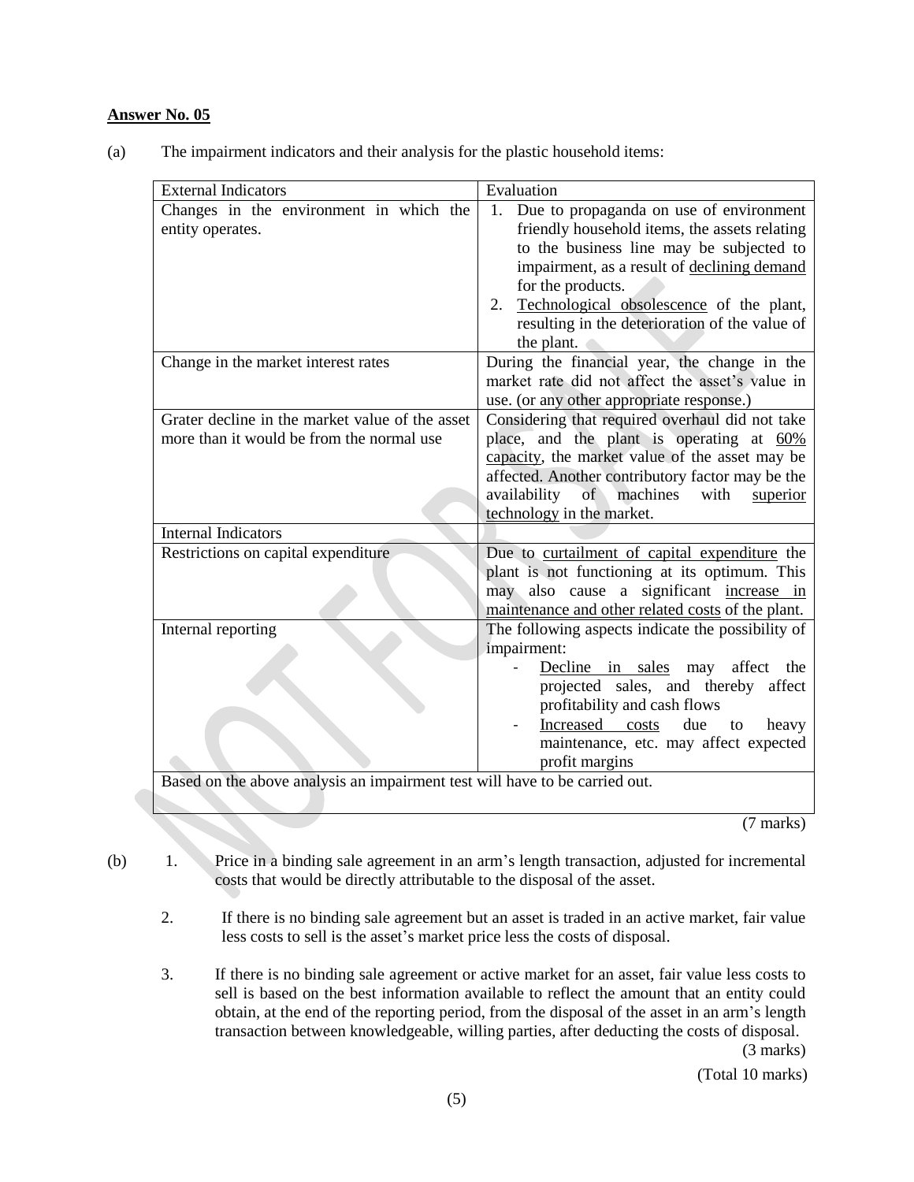**Answer No. 05**

(a) The impairment indicators and their analysis for the plastic household items:

| External Indicators | Evaluation |
|---|---|
| Changes in the environment in which the entity operates. | 1. Due to propaganda on use of environment friendly household items, the assets relating to the business line may be subjected to impairment, as a result of declining demand for the products.<br>2. Technological obsolescence of the plant, resulting in the deterioration of the value of the plant. |
| Change in the market interest rates | During the financial year, the change in the market rate did not affect the asset's value in use. (or any other appropriate response.) |
| Grater decline in the market value of the asset more than it would be from the normal use | Considering that required overhaul did not take place, and the plant is operating at 60% capacity, the market value of the asset may be affected. Another contributory factor may be the availability of machines with superior technology in the market. |
| **Internal Indicators** | |
| Restrictions on capital expenditure | Due to curtailment of capital expenditure the plant is not functioning at its optimum. This may also cause a significant increase in maintenance and other related costs of the plant. |
| Internal reporting | The following aspects indicate the possibility of impairment:<br>- Decline in sales may affect the projected sales, and thereby affect profitability and cash flows<br>- Increased costs due to heavy maintenance, etc. may affect expected profit margins |
| Based on the above analysis an impairment test will have to be carried out. | |

(7 marks)

(b)
1. Price in a binding sale agreement in an arm's length transaction, adjusted for incremental costs that would be directly attributable to the disposal of the asset.
2. If there is no binding sale agreement but an asset is traded in an active market, fair value less costs to sell is the asset's market price less the costs of disposal.
3. If there is no binding sale agreement or active market for an asset, fair value less costs to sell is based on the best information available to reflect the amount that an entity could obtain, at the end of the reporting period, from the disposal of the asset in an arm's length transaction between knowledgeable, willing parties, after deducting the costs of disposal.

(3 marks)

(Total 10 marks)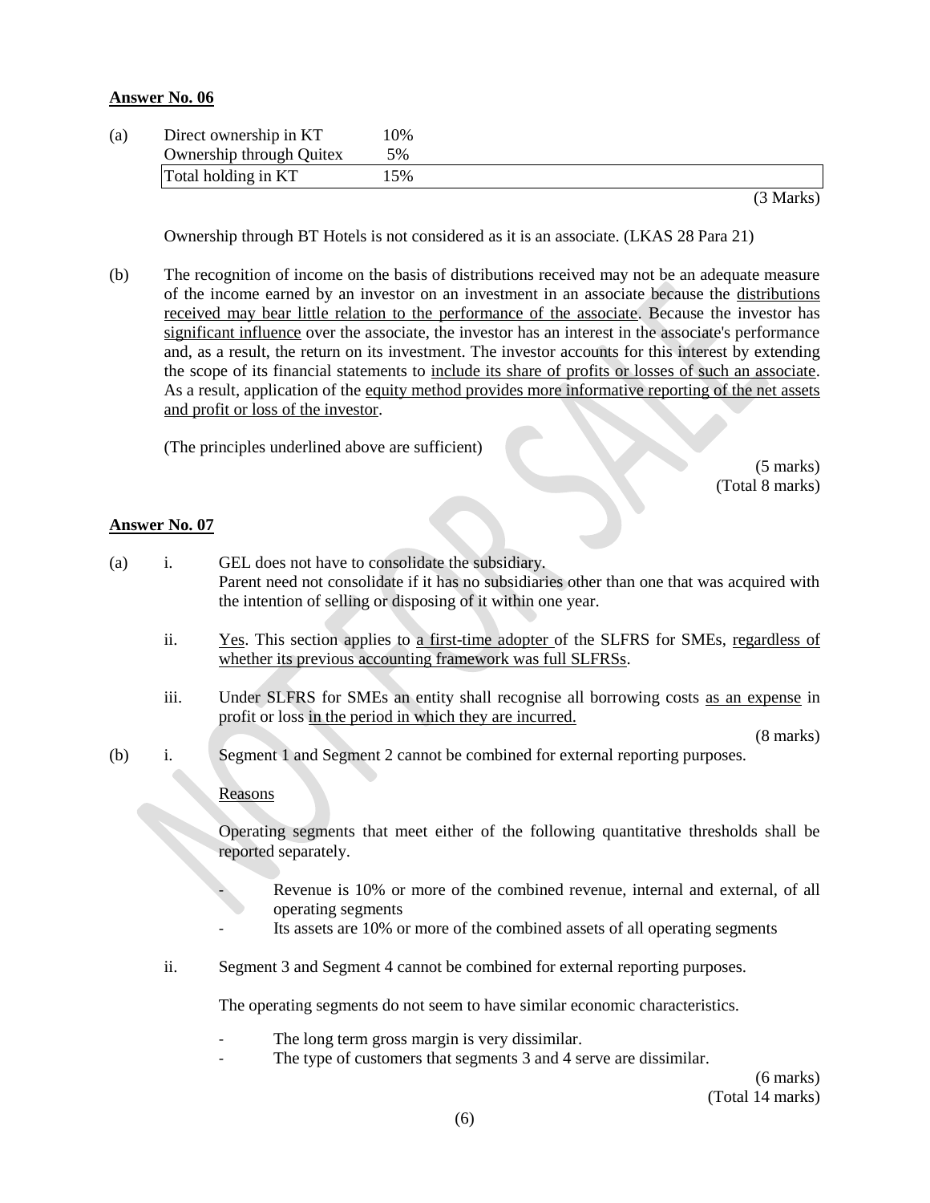**Answer No. 06**

(a)

| | |
|---|---|
| Direct ownership in KT | 10% |
| Ownership through Quitex | 5% |
| Total holding in KT | 15% |

(3 Marks)

Ownership through BT Hotels is not considered as it is an associate. (LKAS 28 Para 21)

(b) The recognition of income on the basis of distributions received may not be an adequate measure of the income earned by an investor on an investment in an associate because the distributions received may bear little relation to the performance of the associate. Because the investor has significant influence over the associate, the investor has an interest in the associate's performance and, as a result, the return on its investment. The investor accounts for this interest by extending the scope of its financial statements to include its share of profits or losses of such an associate. As a result, application of the equity method provides more informative reporting of the net assets and profit or loss of the investor.

(The principles underlined above are sufficient)

(5 marks)
(Total 8 marks)

**Answer No. 07**

(a)

i. GEL does not have to consolidate the subsidiary.
Parent need not consolidate if it has no subsidiaries other than one that was acquired with the intention of selling or disposing of it within one year.

ii. Yes. This section applies to a first-time adopter of the SLFRS for SMEs, regardless of whether its previous accounting framework was full SLFRSs.

iii. Under SLFRS for SMEs an entity shall recognise all borrowing costs as an expense in profit or loss in the period in which they are incurred.

(8 marks)

(b)

i. Segment 1 and Segment 2 cannot be combined for external reporting purposes.

Reasons

Operating segments that meet either of the following quantitative thresholds shall be reported separately.

- Revenue is 10% or more of the combined revenue, internal and external, of all operating segments
- Its assets are 10% or more of the combined assets of all operating segments

ii. Segment 3 and Segment 4 cannot be combined for external reporting purposes.

The operating segments do not seem to have similar economic characteristics.

- The long term gross margin is very dissimilar.
- The type of customers that segments 3 and 4 serve are dissimilar.

(6 marks)
(Total 14 marks)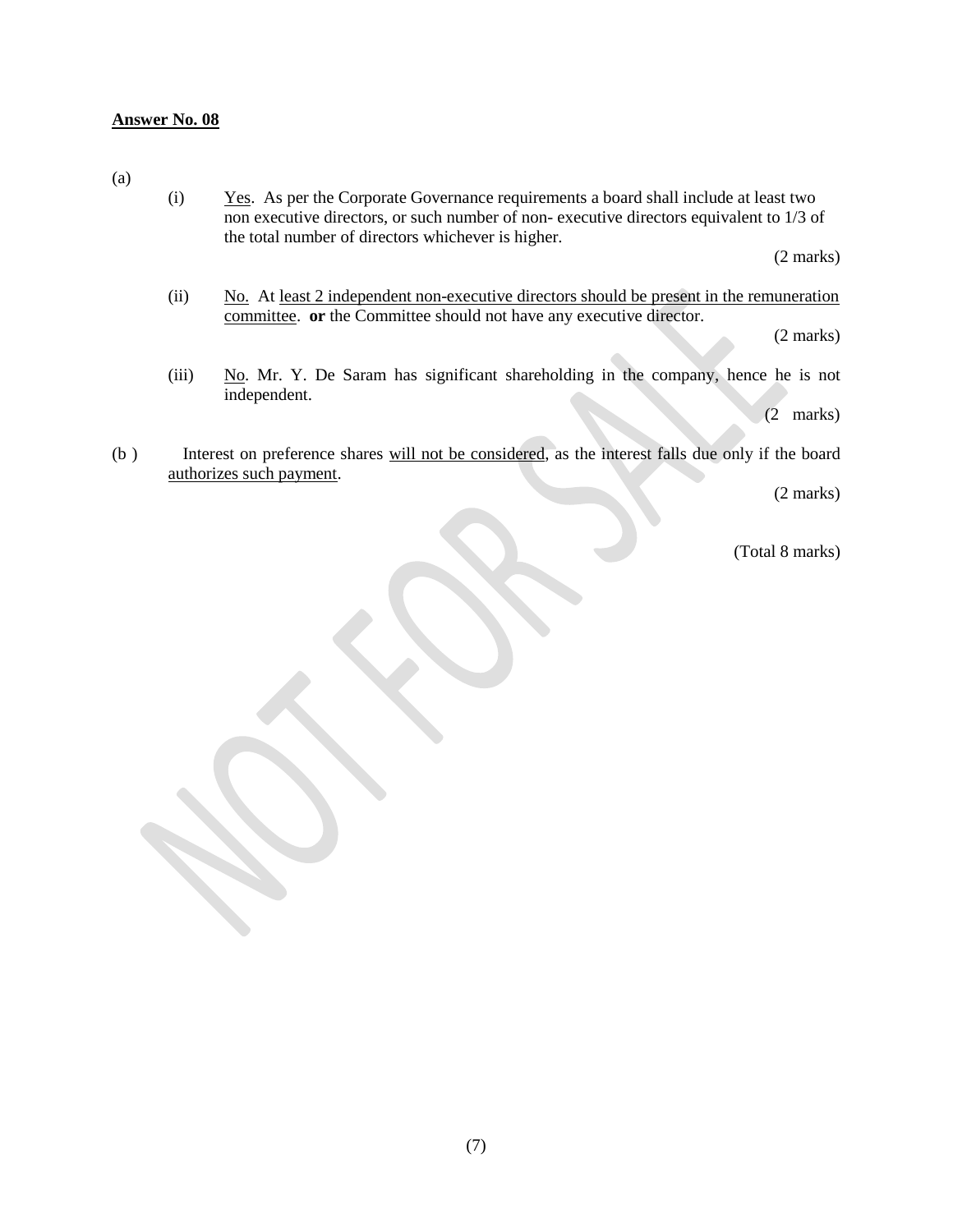**Answer No. 08**

(a)

(i) Yes. As per the Corporate Governance requirements a board shall include at least two non executive directors, or such number of non- executive directors equivalent to 1/3 of the total number of directors whichever is higher.

(2 marks)

(ii) No. At least 2 independent non-executive directors should be present in the remuneration committee. **or** the Committee should not have any executive director.

(2 marks)

(iii) No. Mr. Y. De Saram has significant shareholding in the company, hence he is not independent.

(2 marks)

(b) Interest on preference shares will not be considered, as the interest falls due only if the board authorizes such payment.

(2 marks)

(Total 8 marks)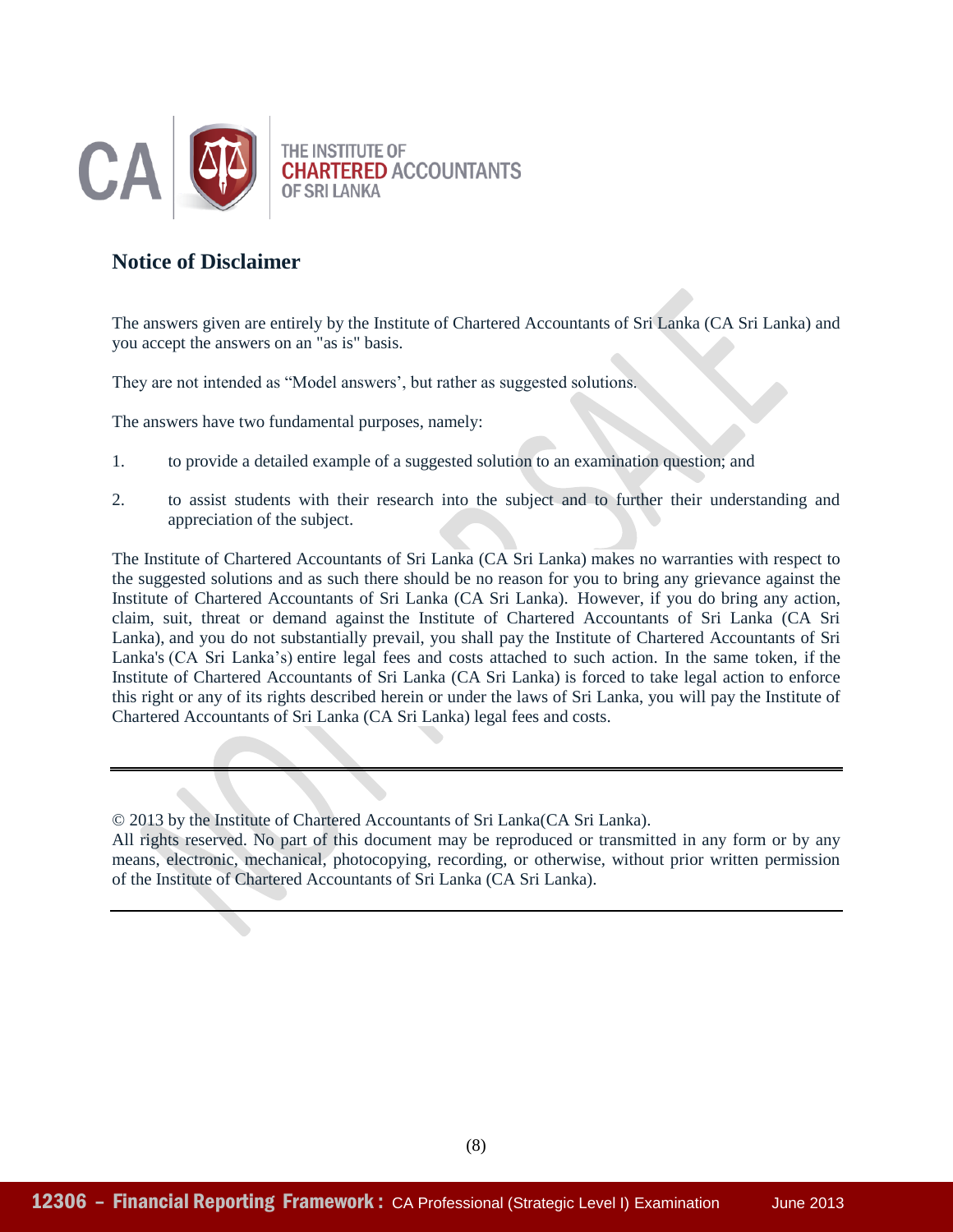THE INSTITUTE OF
CHARTERED ACCOUNTANTS
OF SRI LANKA

## Notice of Disclaimer

The answers given are entirely by the Institute of Chartered Accountants of Sri Lanka (CA Sri Lanka) and you accept the answers on an "as is" basis.

They are not intended as "Model answers', but rather as suggested solutions.

The answers have two fundamental purposes, namely:

1. to provide a detailed example of a suggested solution to an examination question; and

2. to assist students with their research into the subject and to further their understanding and appreciation of the subject.

The Institute of Chartered Accountants of Sri Lanka (CA Sri Lanka) makes no warranties with respect to the suggested solutions and as such there should be no reason for you to bring any grievance against the Institute of Chartered Accountants of Sri Lanka (CA Sri Lanka). However, if you do bring any action, claim, suit, threat or demand against the Institute of Chartered Accountants of Sri Lanka (CA Sri Lanka), and you do not substantially prevail, you shall pay the Institute of Chartered Accountants of Sri Lanka's (CA Sri Lanka's) entire legal fees and costs attached to such action. In the same token, if the Institute of Chartered Accountants of Sri Lanka (CA Sri Lanka) is forced to take legal action to enforce this right or any of its rights described herein or under the laws of Sri Lanka, you will pay the Institute of Chartered Accountants of Sri Lanka (CA Sri Lanka) legal fees and costs.

---

© 2013 by the Institute of Chartered Accountants of Sri Lanka(CA Sri Lanka).
All rights reserved. No part of this document may be reproduced or transmitted in any form or by any means, electronic, mechanical, photocopying, recording, or otherwise, without prior written permission of the Institute of Chartered Accountants of Sri Lanka (CA Sri Lanka).

---